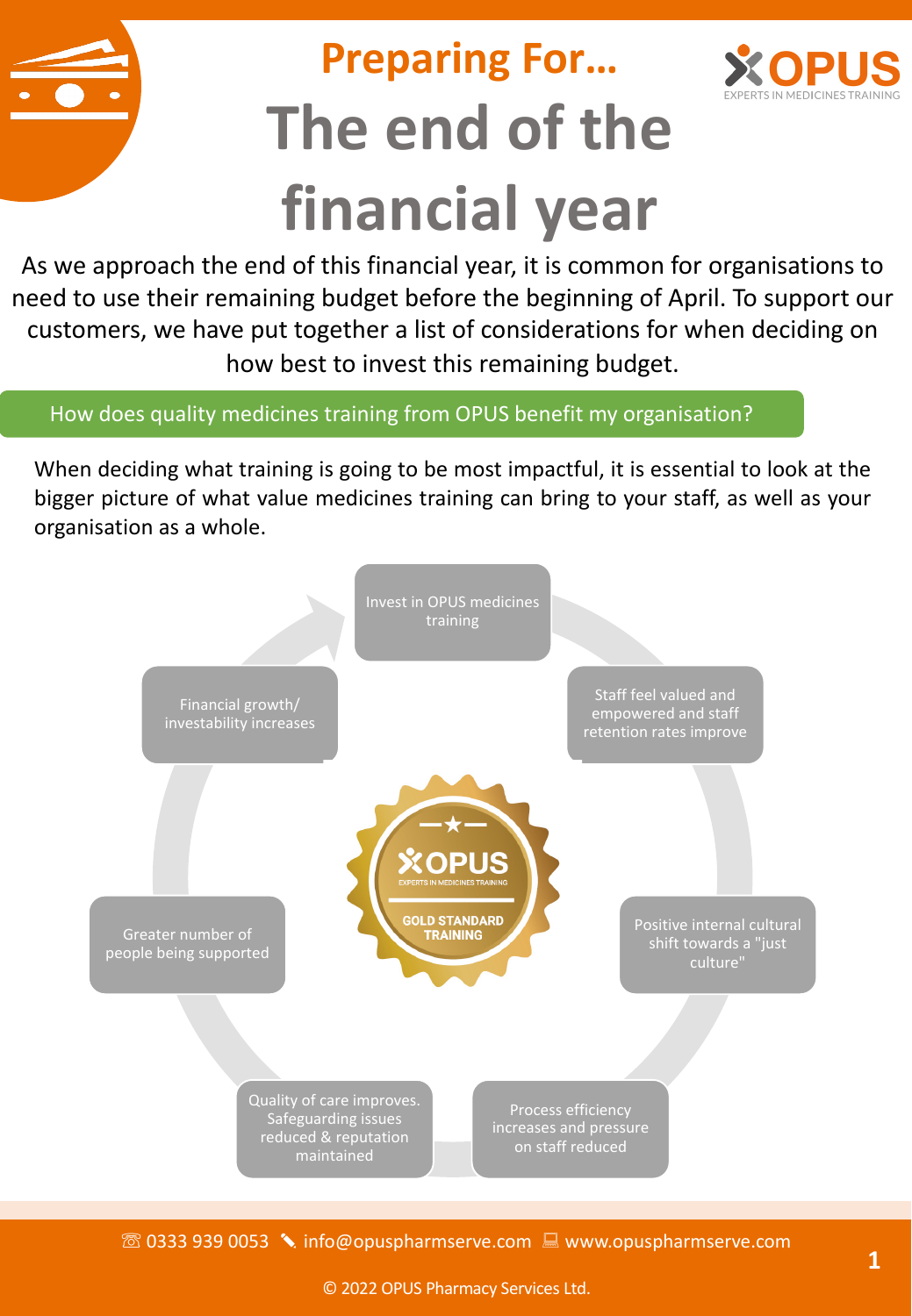## Preparing For…

# The end of the financial year

As we approach the end of this financial year, it is common for organisations to need to use their remaining budget before the beginning of April. To support our customers, we have put together a list of considerations for when deciding on how best to invest this remaining budget.

## How does quality medicines training from OPUS benefit my organisation?

When deciding what training is going to be most impactful, it is essential to look at the bigger picture of what value medicines training can bring to your staff, as well as your organisation as a whole.

- Invest in OPUS medicines training
- Staff feel valued and empowered and staff retention rates improve
- Positive internal cultural shift towards a "just culture"
- Process efficiency increases and pressure on staff reduced
- Quality of care improves. Safeguarding issues reduced & reputation maintained
- Greater number of people being supported
- Financial growth/ investability increases

OPUS EXPERTS IN MEDICINES TRAINING – GOLD STANDARD TRAINING

☏ 0333 939 0053 ✎ info@opuspharmserve.com 💻 www.opuspharmserve.com

© 2022 OPUS Pharmacy Services Ltd.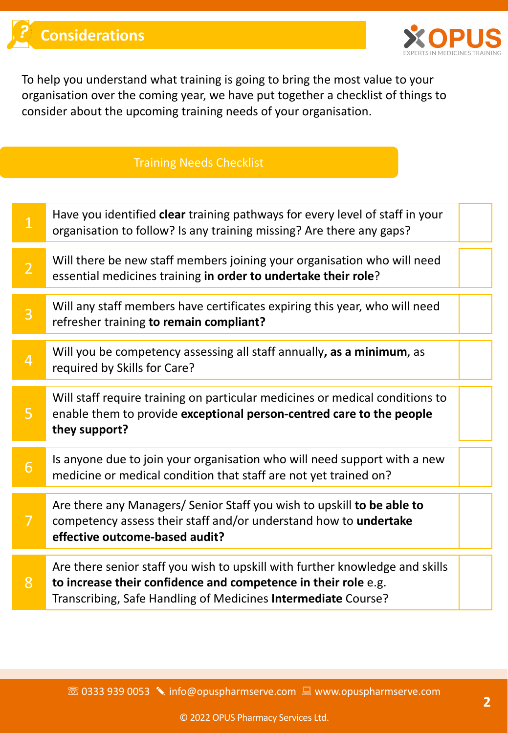## Considerations

To help you understand what training is going to bring the most value to your organisation over the coming year, we have put together a checklist of things to consider about the upcoming training needs of your organisation.

### Training Needs Checklist

| # | Question | |
|---|---|---|
| 1 | Have you identified **clear** training pathways for every level of staff in your organisation to follow? Is any training missing? Are there any gaps? | |
| 2 | Will there be new staff members joining your organisation who will need essential medicines training **in order to undertake their role**? | |
| 3 | Will any staff members have certificates expiring this year, who will need refresher training **to remain compliant?** | |
| 4 | Will you be competency assessing all staff annually**, as a minimum**, as required by Skills for Care? | |
| 5 | Will staff require training on particular medicines or medical conditions to enable them to provide **exceptional person-centred care to the people they support?** | |
| 6 | Is anyone due to join your organisation who will need support with a new medicine or medical condition that staff are not yet trained on? | |
| 7 | Are there any Managers/ Senior Staff you wish to upskill **to be able to** competency assess their staff and/or understand how to **undertake effective outcome-based audit?** | |
| 8 | Are there senior staff you wish to upskill with further knowledge and skills **to increase their confidence and competence in their role** e.g. Transcribing, Safe Handling of Medicines **Intermediate** Course? | |

☏ 0333 939 0053 ✎ info@opuspharmserve.com 💻 www.opuspharmserve.com

© 2022 OPUS Pharmacy Services Ltd.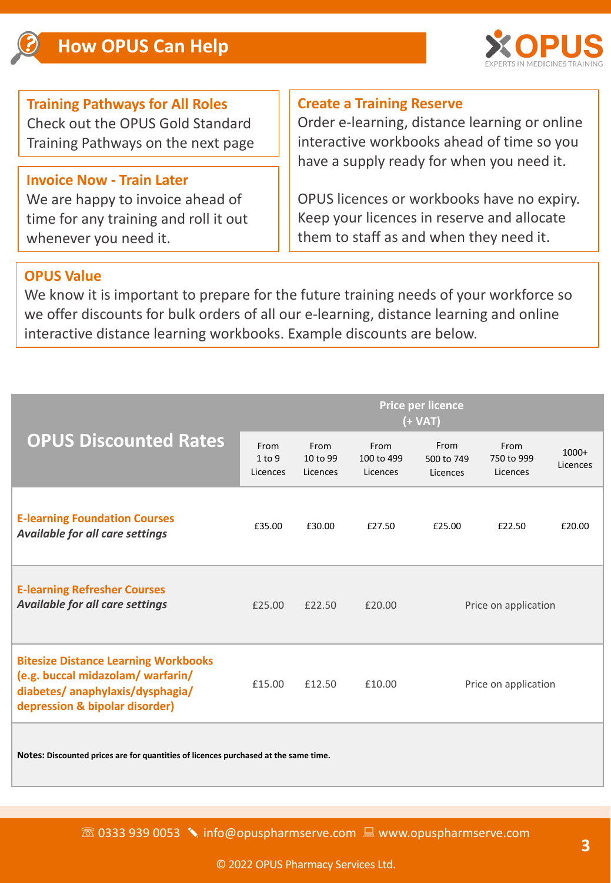# How OPUS Can Help

### Training Pathways for All Roles

Check out the OPUS Gold Standard Training Pathways on the next page

### Invoice Now - Train Later

We are happy to invoice ahead of time for any training and roll it out whenever you need it.

### Create a Training Reserve

Order e-learning, distance learning or online interactive workbooks ahead of time so you have a supply ready for when you need it.

OPUS licences or workbooks have no expiry. Keep your licences in reserve and allocate them to staff as and when they need it.

### OPUS Value

We know it is important to prepare for the future training needs of your workforce so we offer discounts for bulk orders of all our e-learning, distance learning and online interactive distance learning workbooks. Example discounts are below.

| OPUS Discounted Rates | Price per licence (+ VAT) | | | | | |
|---|---|---|---|---|---|---|
| | From 1 to 9 Licences | From 10 to 99 Licences | From 100 to 499 Licences | From 500 to 749 Licences | From 750 to 999 Licences | 1000+ Licences |
| **E-learning Foundation Courses** *Available for all care settings* | £35.00 | £30.00 | £27.50 | £25.00 | £22.50 | £20.00 |
| **E-learning Refresher Courses** *Available for all care settings* | £25.00 | £22.50 | £20.00 | Price on application | | |
| **Bitesize Distance Learning Workbooks (e.g. buccal midazolam/ warfarin/ diabetes/ anaphylaxis/dysphagia/ depression & bipolar disorder)** | £15.00 | £12.50 | £10.00 | Price on application | | |

**Notes:** Discounted prices are for quantities of licences purchased at the same time.

☏ 0333 939 0053 ✎ info@opuspharmserve.com 💻 www.opuspharmserve.com

© 2022 OPUS Pharmacy Services Ltd.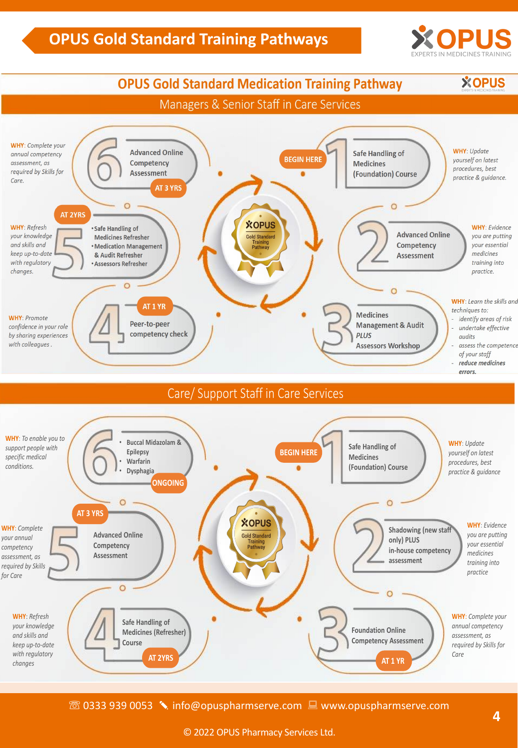# OPUS Gold Standard Training Pathways

OPUS
EXPERTS IN MEDICINES TRAINING

## OPUS Gold Standard Medication Training Pathway

### Managers & Senior Staff in Care Services

**BEGIN HERE**

**1** Safe Handling of Medicines (Foundation) Course

**WHY**: *Update yourself on latest procedures, best practice & guidance.*

**2** Advanced Online Competency Assessment

**WHY**: *Evidence you are putting your essential medicines training into practice.*

**3** Medicines Management & Audit *PLUS* Assessors Workshop

**WHY**: *Learn the skills and techniques to:*

- *identify areas of risk*
- *undertake effective audits*
- *assess the competence of your staff*
- ***reduce medicines errors.***

**4** Peer-to-peer competency check — **AT 1 YR**

**WHY**: *Promote confidence in your role by sharing experiences with colleagues .*

**5** — **AT 2YRS**

- Safe Handling of Medicines Refresher
- Medication Management & Audit Refresher
- Assessors Refresher

**WHY**: *Refresh your knowledge and skills and keep up-to-date with regulatory changes.*

**6** Advanced Online Competency Assessment — **AT 3 YRS**

**WHY**: *Complete your annual competency assessment, as required by Skills for Care.*

OPUS Gold Standard Training Pathway

### Care/ Support Staff in Care Services

**BEGIN HERE**

**1** Safe Handling of Medicines (Foundation) Course

**WHY**: *Update yourself on latest procedures, best practice & guidance*

**2** Shadowing (new staff only) PLUS in-house competency assessment

**WHY**: *Evidence you are putting your essential medicines training into practice*

**3** Foundation Online Competency Assessment — **AT 1 YR**

**WHY**: *Complete your annual competency assessment, as required by Skills for Care*

**4** Safe Handling of Medicines (Refresher) Course — **AT 2YRS**

**WHY**: *Refresh your knowledge and skills and keep up-to-date with regulatory changes*

**5** Advanced Online Competency Assessment — **AT 3 YRS**

**WHY**: *Complete your annual competency assessment, as required by Skills for Care*

**6** — **ONGOING**

- Buccal Midazolam & Epilepsy
- Warfarin
- Dysphagia

**WHY**: *To enable you to support people with specific medical conditions.*

OPUS Gold Standard Training Pathway

☏ 0333 939 0053 ✎ info@opuspharmserve.com 💻 www.opuspharmserve.com

© 2022 OPUS Pharmacy Services Ltd.